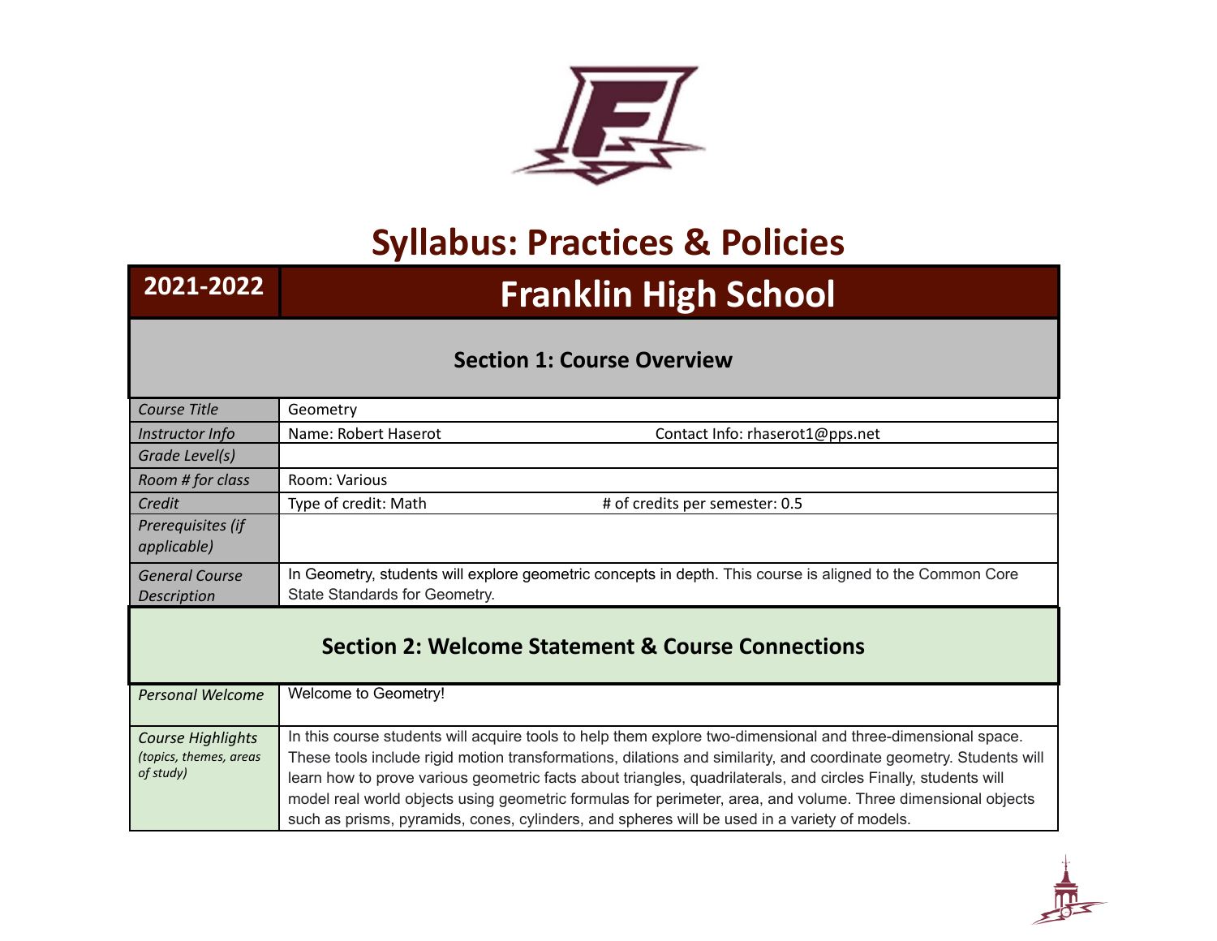# Syllabus: Practices & Policies

| 2021-2022 | Franklin High School |
|---|---|

## Section 1: Course Overview

| | |
|---|---|
| *Course Title* | Geometry |
| *Instructor Info* | Name: Robert Haserot Contact Info: rhaserot1@pps.net |
| *Grade Level(s)* | |
| *Room # for class* | Room: Various |
| *Credit* | Type of credit: Math # of credits per semester: 0.5 |
| *Prerequisites (if applicable)* | |
| *General Course Description* | In Geometry, students will explore geometric concepts in depth. This course is aligned to the Common Core State Standards for Geometry. |

## Section 2: Welcome Statement & Course Connections

| | |
|---|---|
| *Personal Welcome* | Welcome to Geometry! |
| *Course Highlights* *(topics, themes, areas of study)* | In this course students will acquire tools to help them explore two-dimensional and three-dimensional space. These tools include rigid motion transformations, dilations and similarity, and coordinate geometry. Students will learn how to prove various geometric facts about triangles, quadrilaterals, and circles Finally, students will model real world objects using geometric formulas for perimeter, area, and volume. Three dimensional objects such as prisms, pyramids, cones, cylinders, and spheres will be used in a variety of models. |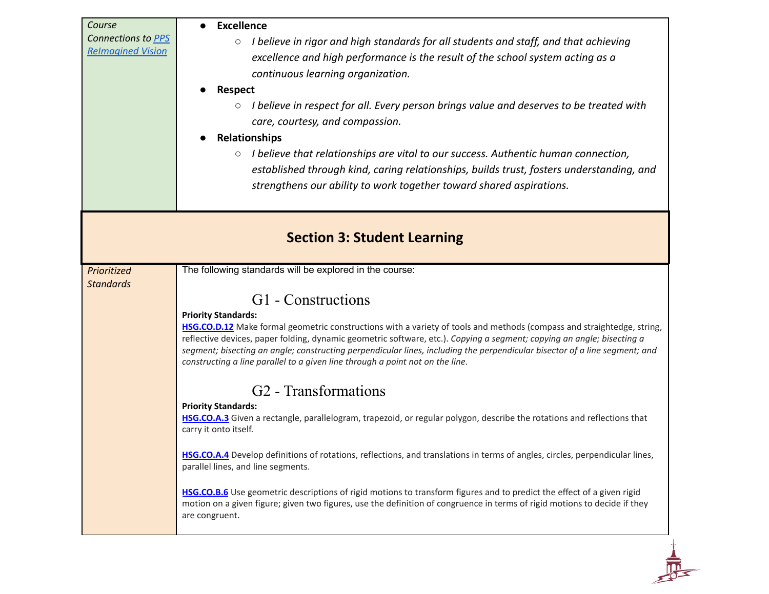| Course Connections to [PPS ReImagined Vision]() | <ul><li>**Excellence**<ul><li>*I believe in rigor and high standards for all students and staff, and that achieving excellence and high performance is the result of the school system acting as a continuous learning organization.*</li></ul></li><li>**Respect**<ul><li>*I believe in respect for all. Every person brings value and deserves to be treated with care, courtesy, and compassion.*</li></ul></li><li>**Relationships**<ul><li>*I believe that relationships are vital to our success. Authentic human connection, established through kind, caring relationships, builds trust, fosters understanding, and strengthens our ability to work together toward shared aspirations.*</li></ul></li></ul> |
|---|---|

## Section 3: Student Learning

*Prioritized Standards*

The following standards will be explored in the course:

### G1 - Constructions

**Priority Standards:**

**HSG.CO.D.12** Make formal geometric constructions with a variety of tools and methods (compass and straightedge, string, reflective devices, paper folding, dynamic geometric software, etc.). *Copying a segment; copying an angle; bisecting a segment; bisecting an angle; constructing perpendicular lines, including the perpendicular bisector of a line segment; and constructing a line parallel to a given line through a point not on the line*.

### G2 - Transformations

**Priority Standards:**

**HSG.CO.A.3** Given a rectangle, parallelogram, trapezoid, or regular polygon, describe the rotations and reflections that carry it onto itself.

**HSG.CO.A.4** Develop definitions of rotations, reflections, and translations in terms of angles, circles, perpendicular lines, parallel lines, and line segments.

**HSG.CO.B.6** Use geometric descriptions of rigid motions to transform figures and to predict the effect of a given rigid motion on a given figure; given two figures, use the definition of congruence in terms of rigid motions to decide if they are congruent.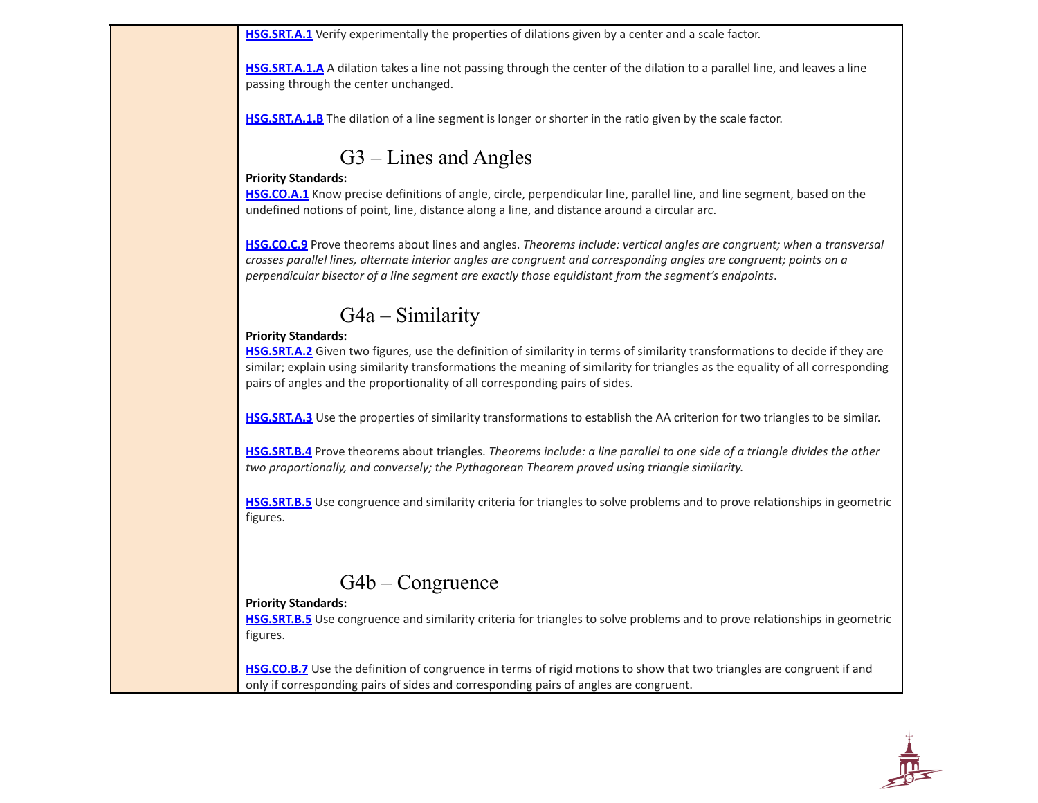**HSG.SRT.A.1** Verify experimentally the properties of dilations given by a center and a scale factor.

**HSG.SRT.A.1.A** A dilation takes a line not passing through the center of the dilation to a parallel line, and leaves a line passing through the center unchanged.

**HSG.SRT.A.1.B** The dilation of a line segment is longer or shorter in the ratio given by the scale factor.

## G3 – Lines and Angles

**Priority Standards:**

**HSG.CO.A.1** Know precise definitions of angle, circle, perpendicular line, parallel line, and line segment, based on the undefined notions of point, line, distance along a line, and distance around a circular arc.

**HSG.CO.C.9** Prove theorems about lines and angles. *Theorems include: vertical angles are congruent; when a transversal crosses parallel lines, alternate interior angles are congruent and corresponding angles are congruent; points on a perpendicular bisector of a line segment are exactly those equidistant from the segment's endpoints*.

## G4a – Similarity

**Priority Standards:**

**HSG.SRT.A.2** Given two figures, use the definition of similarity in terms of similarity transformations to decide if they are similar; explain using similarity transformations the meaning of similarity for triangles as the equality of all corresponding pairs of angles and the proportionality of all corresponding pairs of sides.

**HSG.SRT.A.3** Use the properties of similarity transformations to establish the AA criterion for two triangles to be similar.

**HSG.SRT.B.4** Prove theorems about triangles. *Theorems include: a line parallel to one side of a triangle divides the other two proportionally, and conversely; the Pythagorean Theorem proved using triangle similarity.*

**HSG.SRT.B.5** Use congruence and similarity criteria for triangles to solve problems and to prove relationships in geometric figures.

## G4b – Congruence

**Priority Standards:**

**HSG.SRT.B.5** Use congruence and similarity criteria for triangles to solve problems and to prove relationships in geometric figures.

**HSG.CO.B.7** Use the definition of congruence in terms of rigid motions to show that two triangles are congruent if and only if corresponding pairs of sides and corresponding pairs of angles are congruent.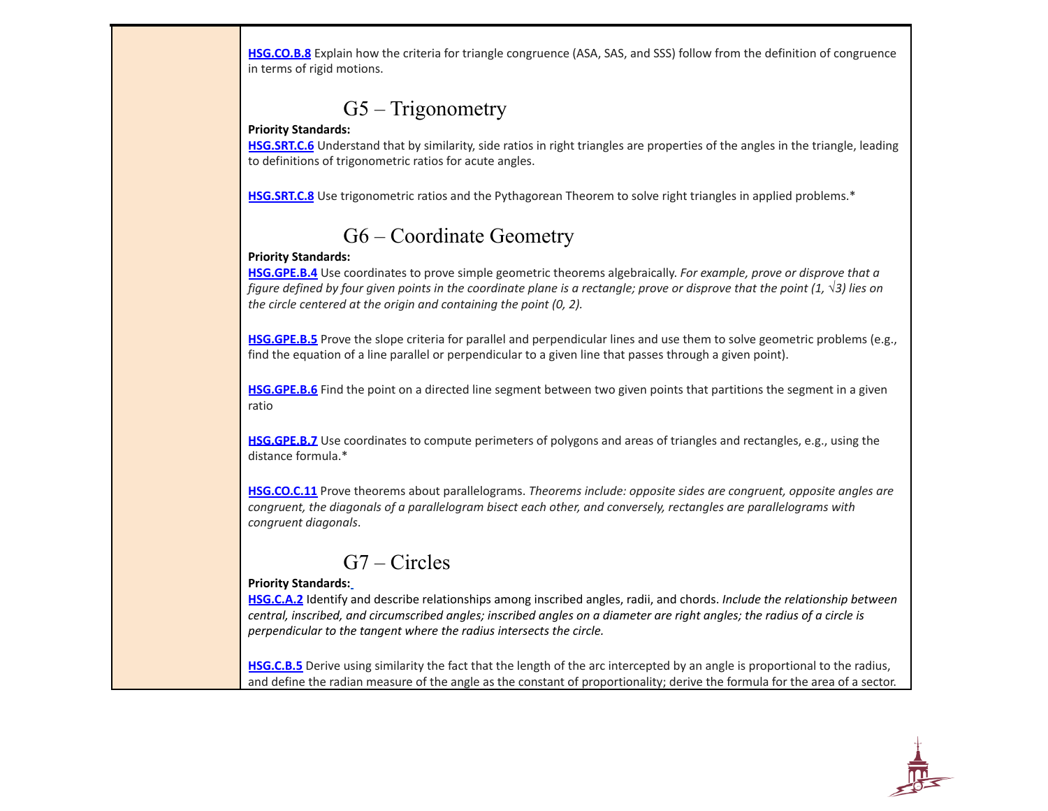**HSG.CO.B.8** Explain how the criteria for triangle congruence (ASA, SAS, and SSS) follow from the definition of congruence in terms of rigid motions.

## G5 – Trigonometry

**Priority Standards:**

**HSG.SRT.C.6** Understand that by similarity, side ratios in right triangles are properties of the angles in the triangle, leading to definitions of trigonometric ratios for acute angles.

**HSG.SRT.C.8** Use trigonometric ratios and the Pythagorean Theorem to solve right triangles in applied problems.*

## G6 – Coordinate Geometry

**Priority Standards:**

**HSG.GPE.B.4** Use coordinates to prove simple geometric theorems algebraically. *For example, prove or disprove that a figure defined by four given points in the coordinate plane is a rectangle; prove or disprove that the point (1, $\sqrt{3}$) lies on the circle centered at the origin and containing the point (0, 2).*

**HSG.GPE.B.5** Prove the slope criteria for parallel and perpendicular lines and use them to solve geometric problems (e.g., find the equation of a line parallel or perpendicular to a given line that passes through a given point).

**HSG.GPE.B.6** Find the point on a directed line segment between two given points that partitions the segment in a given ratio

**HSG.GPE.B.7** Use coordinates to compute perimeters of polygons and areas of triangles and rectangles, e.g., using the distance formula.*

**HSG.CO.C.11** Prove theorems about parallelograms. *Theorems include: opposite sides are congruent, opposite angles are congruent, the diagonals of a parallelogram bisect each other, and conversely, rectangles are parallelograms with congruent diagonals*.

## G7 – Circles

**Priority Standards:**

**HSG.C.A.2** Identify and describe relationships among inscribed angles, radii, and chords. *Include the relationship between central, inscribed, and circumscribed angles; inscribed angles on a diameter are right angles; the radius of a circle is perpendicular to the tangent where the radius intersects the circle.*

**HSG.C.B.5** Derive using similarity the fact that the length of the arc intercepted by an angle is proportional to the radius, and define the radian measure of the angle as the constant of proportionality; derive the formula for the area of a sector.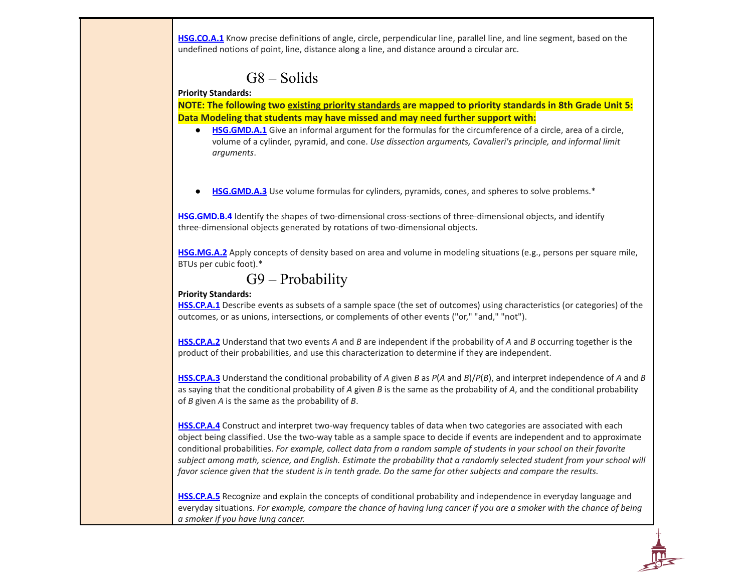**HSG.CO.A.1** Know precise definitions of angle, circle, perpendicular line, parallel line, and line segment, based on the undefined notions of point, line, distance along a line, and distance around a circular arc.

## G8 – Solids

**Priority Standards:**

**NOTE: The following two existing priority standards are mapped to priority standards in 8th Grade Unit 5: Data Modeling that students may have missed and may need further support with:**

- **HSG.GMD.A.1** Give an informal argument for the formulas for the circumference of a circle, area of a circle, volume of a cylinder, pyramid, and cone. *Use dissection arguments, Cavalieri's principle, and informal limit arguments*.

- **HSG.GMD.A.3** Use volume formulas for cylinders, pyramids, cones, and spheres to solve problems.*

**HSG.GMD.B.4** Identify the shapes of two-dimensional cross-sections of three-dimensional objects, and identify three-dimensional objects generated by rotations of two-dimensional objects.

**HSG.MG.A.2** Apply concepts of density based on area and volume in modeling situations (e.g., persons per square mile, BTUs per cubic foot).*

## G9 – Probability

**Priority Standards:**

**HSS.CP.A.1** Describe events as subsets of a sample space (the set of outcomes) using characteristics (or categories) of the outcomes, or as unions, intersections, or complements of other events ("or," "and," "not").

**HSS.CP.A.2** Understand that two events *A* and *B* are independent if the probability of *A* and *B* occurring together is the product of their probabilities, and use this characterization to determine if they are independent.

**HSS.CP.A.3** Understand the conditional probability of *A* given *B* as *P*(*A* and *B*)/*P*(*B*), and interpret independence of *A* and *B* as saying that the conditional probability of *A* given *B* is the same as the probability of *A*, and the conditional probability of *B* given *A* is the same as the probability of *B*.

**HSS.CP.A.4** Construct and interpret two-way frequency tables of data when two categories are associated with each object being classified. Use the two-way table as a sample space to decide if events are independent and to approximate conditional probabilities. *For example, collect data from a random sample of students in your school on their favorite subject among math, science, and English. Estimate the probability that a randomly selected student from your school will favor science given that the student is in tenth grade. Do the same for other subjects and compare the results.*

**HSS.CP.A.5** Recognize and explain the concepts of conditional probability and independence in everyday language and everyday situations. *For example, compare the chance of having lung cancer if you are a smoker with the chance of being a smoker if you have lung cancer.*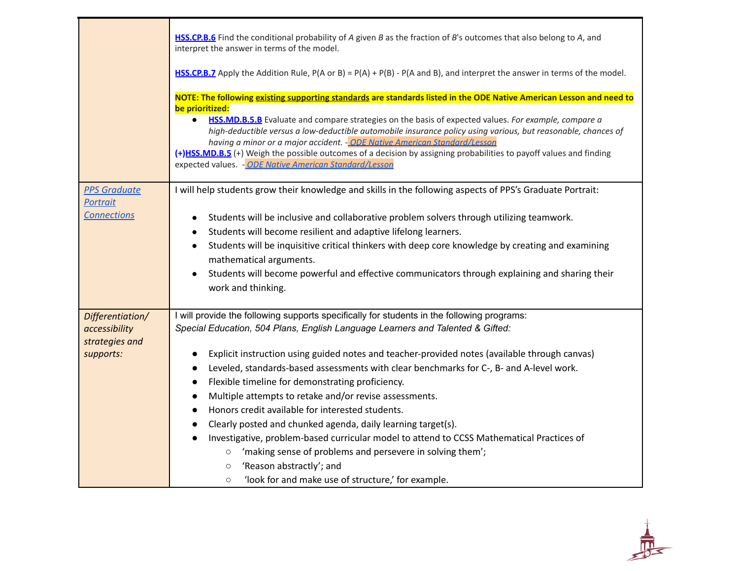| | |
|---|---|
| | **HSS.CP.B.6** Find the conditional probability of *A* given *B* as the fraction of *B*'s outcomes that also belong to *A*, and interpret the answer in terms of the model.<br><br>**HSS.CP.B.7** Apply the Addition Rule, P(A or B) = P(A) + P(B) - P(A and B), and interpret the answer in terms of the model.<br><br>**NOTE: The following existing supporting standards are standards listed in the ODE Native American Lesson and need to be prioritized:**<br>• **HSS.MD.B.5.B** Evaluate and compare strategies on the basis of expected values. *For example, compare a high-deductible versus a low-deductible automobile insurance policy using various, but reasonable, chances of having a minor or a major accident.* - *ODE Native American Standard/Lesson*<br>**(+)HSS.MD.B.5** (+) Weigh the possible outcomes of a decision by assigning probabilities to payoff values and finding expected values. - *ODE Native American Standard/Lesson* |
| *PPS Graduate Portrait Connections* | I will help students grow their knowledge and skills in the following aspects of PPS's Graduate Portrait:<br><br>• Students will be inclusive and collaborative problem solvers through utilizing teamwork.<br>• Students will become resilient and adaptive lifelong learners.<br>• Students will be inquisitive critical thinkers with deep core knowledge by creating and examining mathematical arguments.<br>• Students will become powerful and effective communicators through explaining and sharing their work and thinking. |
| *Differentiation/ accessibility strategies and supports:* | I will provide the following supports specifically for students in the following programs:<br>*Special Education, 504 Plans, English Language Learners and Talented & Gifted:*<br><br>• Explicit instruction using guided notes and teacher-provided notes (available through canvas)<br>• Leveled, standards-based assessments with clear benchmarks for C-, B- and A-level work.<br>• Flexible timeline for demonstrating proficiency.<br>• Multiple attempts to retake and/or revise assessments.<br>• Honors credit available for interested students.<br>• Clearly posted and chunked agenda, daily learning target(s).<br>• Investigative, problem-based curricular model to attend to CCSS Mathematical Practices of<br>  ○ 'making sense of problems and persevere in solving them';<br>  ○ 'Reason abstractly'; and<br>  ○ 'look for and make use of structure,' for example. |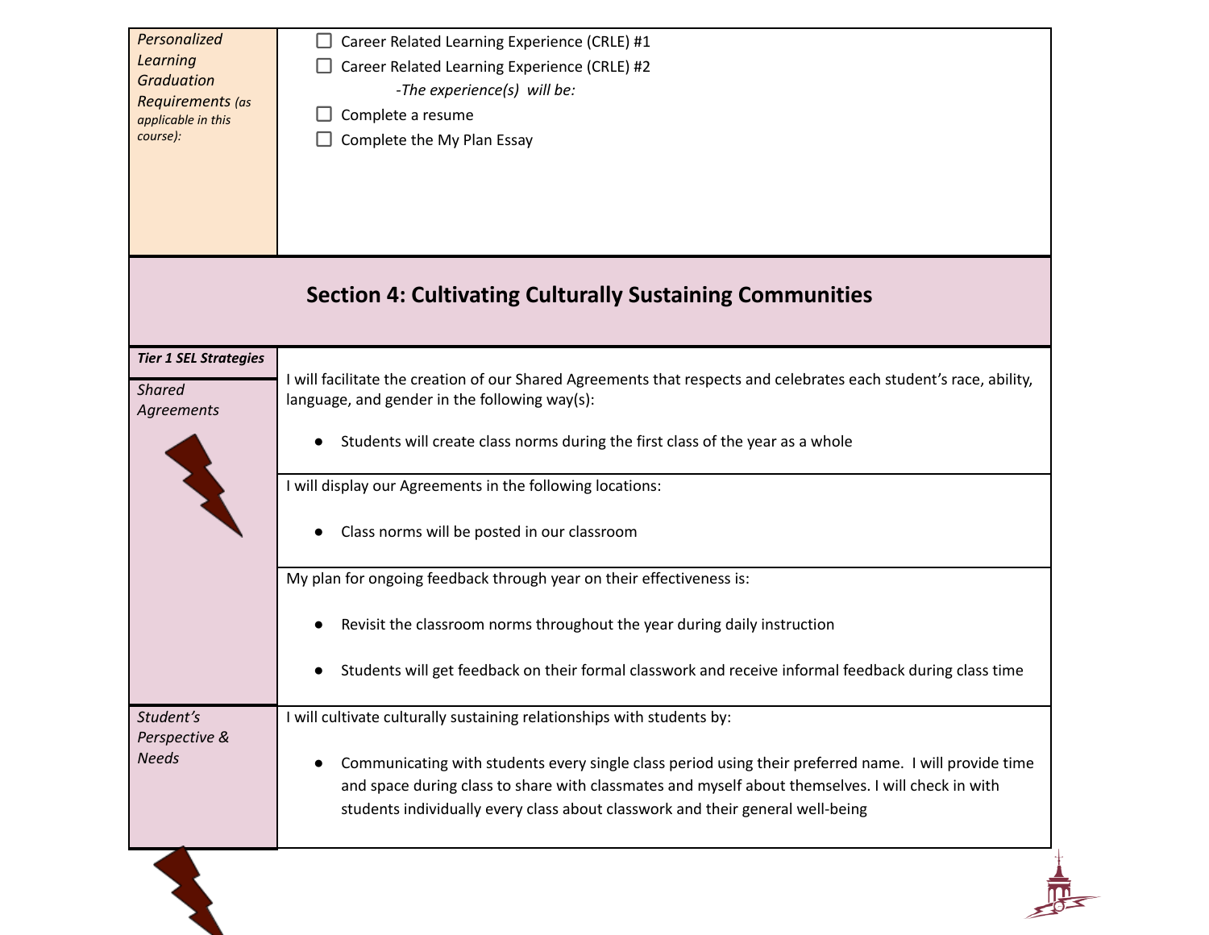| *Personalized Learning Graduation Requirements (as applicable in this course):* | ☐ Career Related Learning Experience (CRLE) #1<br>☐ Career Related Learning Experience (CRLE) #2<br>*-The experience(s) will be:*<br>☐ Complete a resume<br>☐ Complete the My Plan Essay |
|---|---|

## Section 4: Cultivating Culturally Sustaining Communities

| ***Tier 1 SEL Strategies*** | |
|---|---|
| *Shared Agreements* | I will facilitate the creation of our Shared Agreements that respects and celebrates each student's race, ability, language, and gender in the following way(s):<br><br>● Students will create class norms during the first class of the year as a whole |
| | I will display our Agreements in the following locations:<br><br>● Class norms will be posted in our classroom |
| | My plan for ongoing feedback through year on their effectiveness is:<br><br>● Revisit the classroom norms throughout the year during daily instruction<br><br>● Students will get feedback on their formal classwork and receive informal feedback during class time |
| *Student's Perspective & Needs* | I will cultivate culturally sustaining relationships with students by:<br><br>● Communicating with students every single class period using their preferred name. I will provide time and space during class to share with classmates and myself about themselves. I will check in with students individually every class about classwork and their general well-being |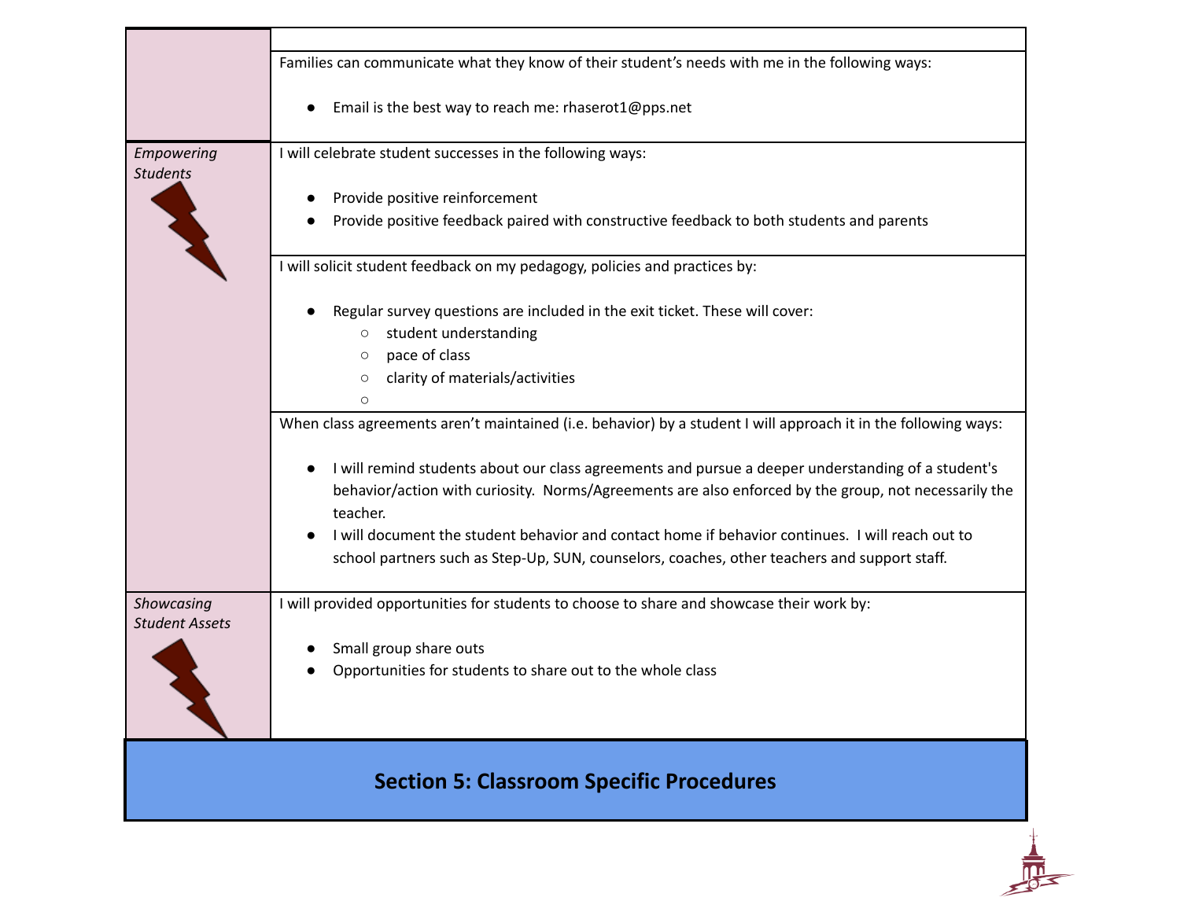| | |
|---|---|
| | |
| | Families can communicate what they know of their student's needs with me in the following ways:<br><br>• Email is the best way to reach me: rhaserot1@pps.net |
| *Empowering Students* | I will celebrate student successes in the following ways:<br><br>• Provide positive reinforcement<br>• Provide positive feedback paired with constructive feedback to both students and parents |
| | I will solicit student feedback on my pedagogy, policies and practices by:<br><br>• Regular survey questions are included in the exit ticket. These will cover:<br>  ○ student understanding<br>  ○ pace of class<br>  ○ clarity of materials/activities<br>  ○ |
| | When class agreements aren't maintained (i.e. behavior) by a student I will approach it in the following ways:<br><br>• I will remind students about our class agreements and pursue a deeper understanding of a student's behavior/action with curiosity. Norms/Agreements are also enforced by the group, not necessarily the teacher.<br>• I will document the student behavior and contact home if behavior continues. I will reach out to school partners such as Step-Up, SUN, counselors, coaches, other teachers and support staff. |
| *Showcasing Student Assets* | I will provided opportunities for students to choose to share and showcase their work by:<br><br>• Small group share outs<br>• Opportunities for students to share out to the whole class |

## Section 5: Classroom Specific Procedures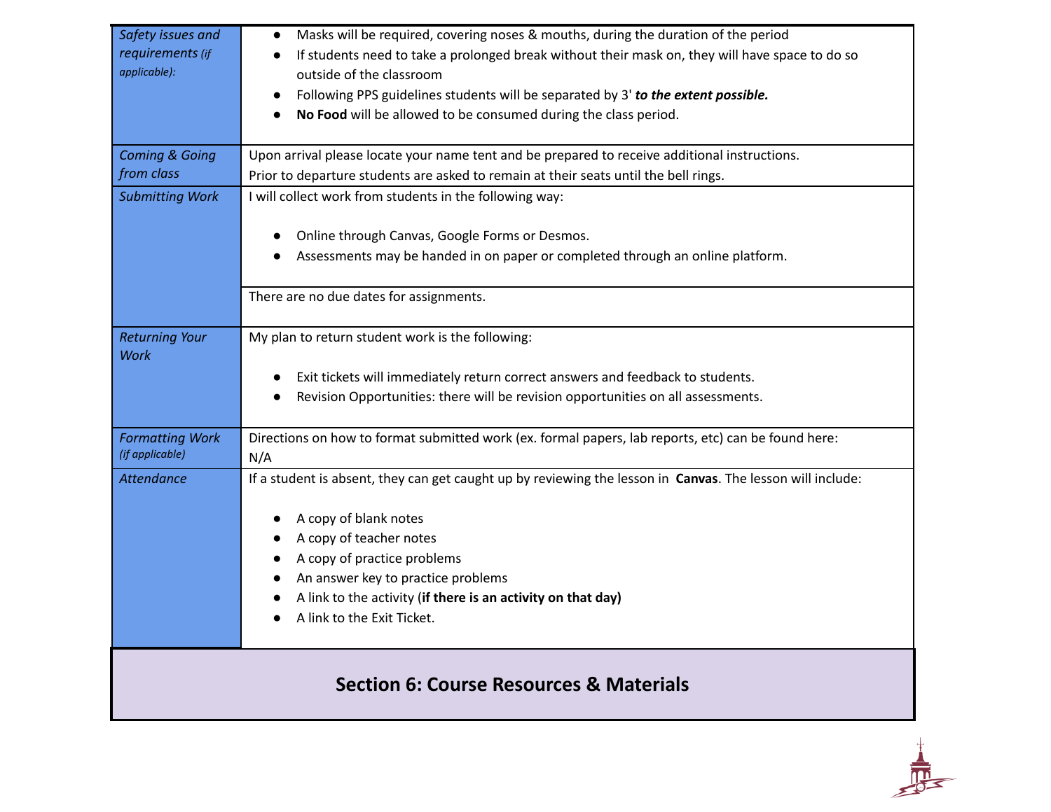| | |
|---|---|
| *Safety issues and requirements (if applicable):* | • Masks will be required, covering noses & mouths, during the duration of the period<br>• If students need to take a prolonged break without their mask on, they will have space to do so outside of the classroom<br>• Following PPS guidelines students will be separated by 3' ***to the extent possible.***<br>• **No Food** will be allowed to be consumed during the class period. |
| *Coming & Going from class* | Upon arrival please locate your name tent and be prepared to receive additional instructions.<br>Prior to departure students are asked to remain at their seats until the bell rings. |
| *Submitting Work* | I will collect work from students in the following way:<br><br>• Online through Canvas, Google Forms or Desmos.<br>• Assessments may be handed in on paper or completed through an online platform. |
| | There are no due dates for assignments. |
| *Returning Your Work* | My plan to return student work is the following:<br><br>• Exit tickets will immediately return correct answers and feedback to students.<br>• Revision Opportunities: there will be revision opportunities on all assessments. |
| *Formatting Work (if applicable)* | Directions on how to format submitted work (ex. formal papers, lab reports, etc) can be found here:<br>N/A |
| *Attendance* | If a student is absent, they can get caught up by reviewing the lesson in **Canvas**. The lesson will include:<br><br>• A copy of blank notes<br>• A copy of teacher notes<br>• A copy of practice problems<br>• An answer key to practice problems<br>• A link to the activity (**if there is an activity on that day)**<br>• A link to the Exit Ticket. |

## Section 6: Course Resources & Materials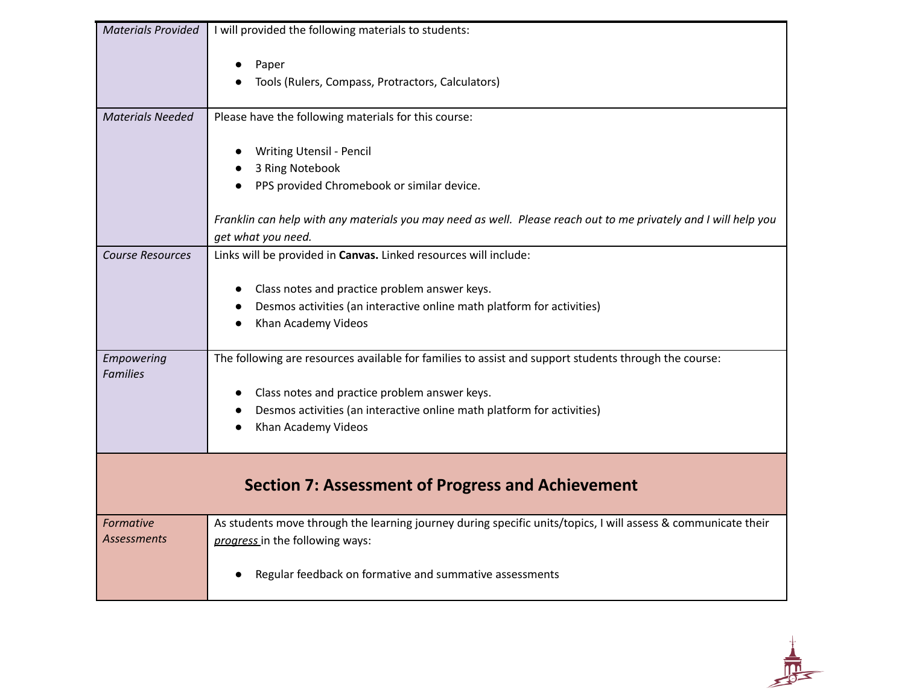| | |
|---|---|
| *Materials Provided* | I will provided the following materials to students:<br><br>● Paper<br>● Tools (Rulers, Compass, Protractors, Calculators) |
| *Materials Needed* | Please have the following materials for this course:<br><br>● Writing Utensil - Pencil<br>● 3 Ring Notebook<br>● PPS provided Chromebook or similar device.<br><br>*Franklin can help with any materials you may need as well. Please reach out to me privately and I will help you get what you need.* |
| *Course Resources* | Links will be provided in **Canvas.** Linked resources will include:<br><br>● Class notes and practice problem answer keys.<br>● Desmos activities (an interactive online math platform for activities)<br>● Khan Academy Videos |
| *Empowering Families* | The following are resources available for families to assist and support students through the course:<br><br>● Class notes and practice problem answer keys.<br>● Desmos activities (an interactive online math platform for activities)<br>● Khan Academy Videos |

## Section 7: Assessment of Progress and Achievement

| | |
|---|---|
| *Formative Assessments* | As students move through the learning journey during specific units/topics, I will assess & communicate their *progress* in the following ways:<br><br>● Regular feedback on formative and summative assessments |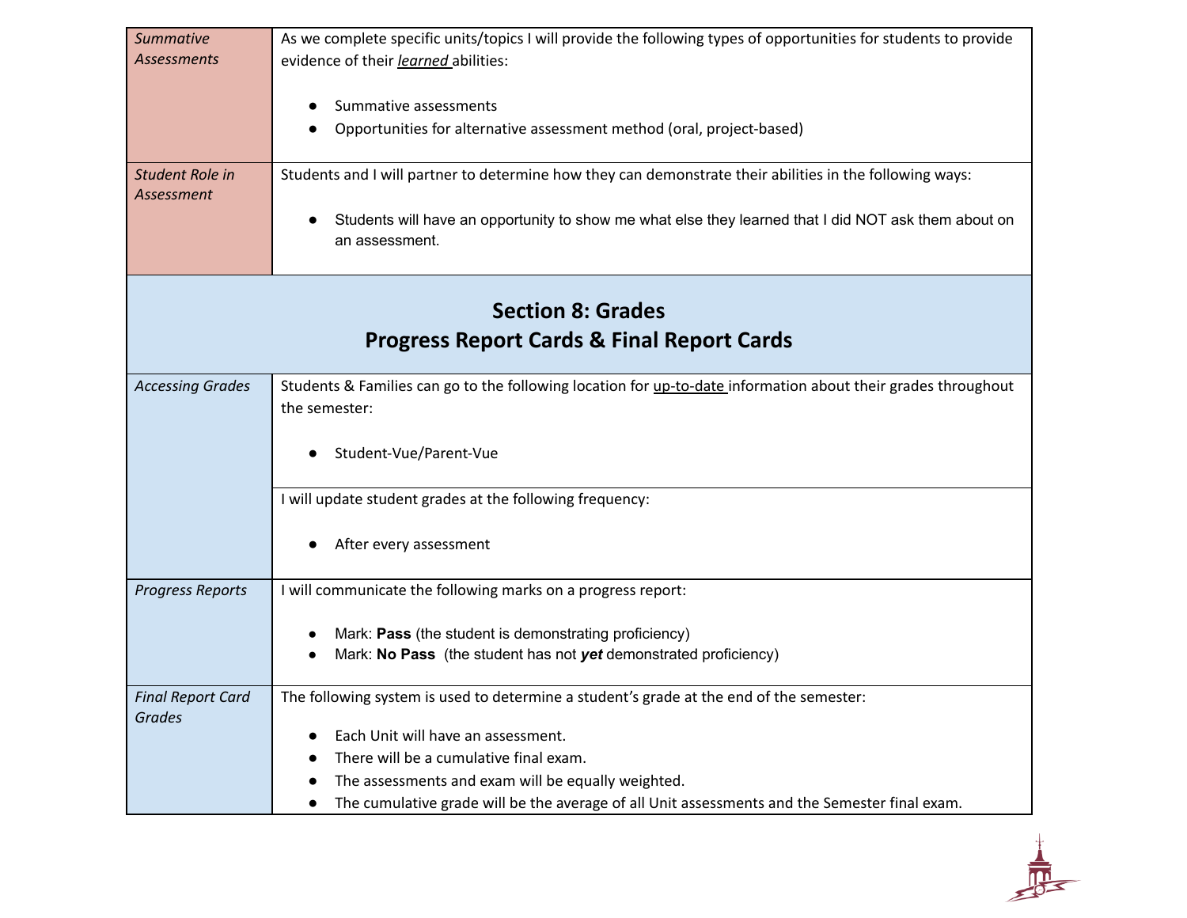| | |
|---|---|
| *Summative Assessments* | As we complete specific units/topics I will provide the following types of opportunities for students to provide evidence of their ***learned*** abilities:<br><br>● Summative assessments<br>● Opportunities for alternative assessment method (oral, project-based) |
| *Student Role in Assessment* | Students and I will partner to determine how they can demonstrate their abilities in the following ways:<br><br>● Students will have an opportunity to show me what else they learned that I did NOT ask them about on an assessment. |

## Section 8: Grades
## Progress Report Cards & Final Report Cards

| | |
|---|---|
| *Accessing Grades* | Students & Families can go to the following location for up-to-date information about their grades throughout the semester:<br><br>● Student-Vue/Parent-Vue |
| | I will update student grades at the following frequency:<br><br>● After every assessment |
| *Progress Reports* | I will communicate the following marks on a progress report:<br><br>● Mark: **Pass** (the student is demonstrating proficiency)<br>● Mark: **No Pass** (the student has not ***yet*** demonstrated proficiency) |
| *Final Report Card Grades* | The following system is used to determine a student's grade at the end of the semester:<br><br>● Each Unit will have an assessment.<br>● There will be a cumulative final exam.<br>● The assessments and exam will be equally weighted.<br>● The cumulative grade will be the average of all Unit assessments and the Semester final exam. |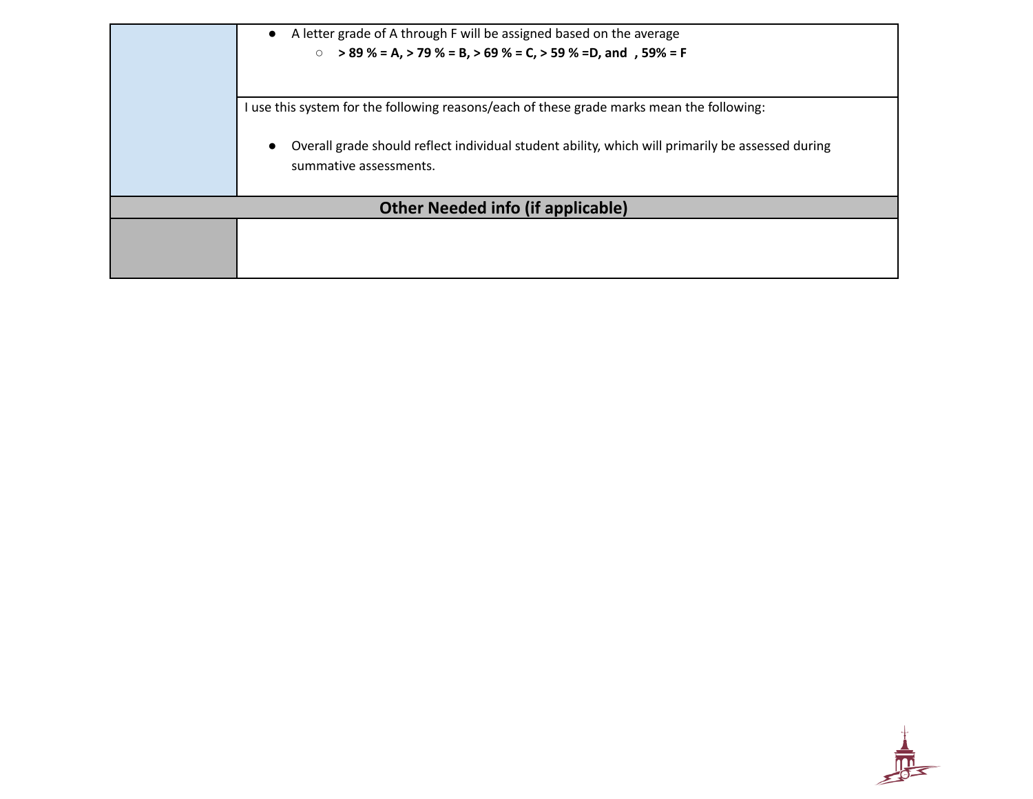| | |
|---|---|
| | - A letter grade of A through F will be assigned based on the average<br>  - **> 89 % = A, > 79 % = B, > 69 % = C, > 59 % =D, and  , 59% = F** |
| | I use this system for the following reasons/each of these grade marks mean the following:<br><br>- Overall grade should reflect individual student ability, which will primarily be assessed during summative assessments. |
| **Other Needed info (if applicable)** | |
| | |